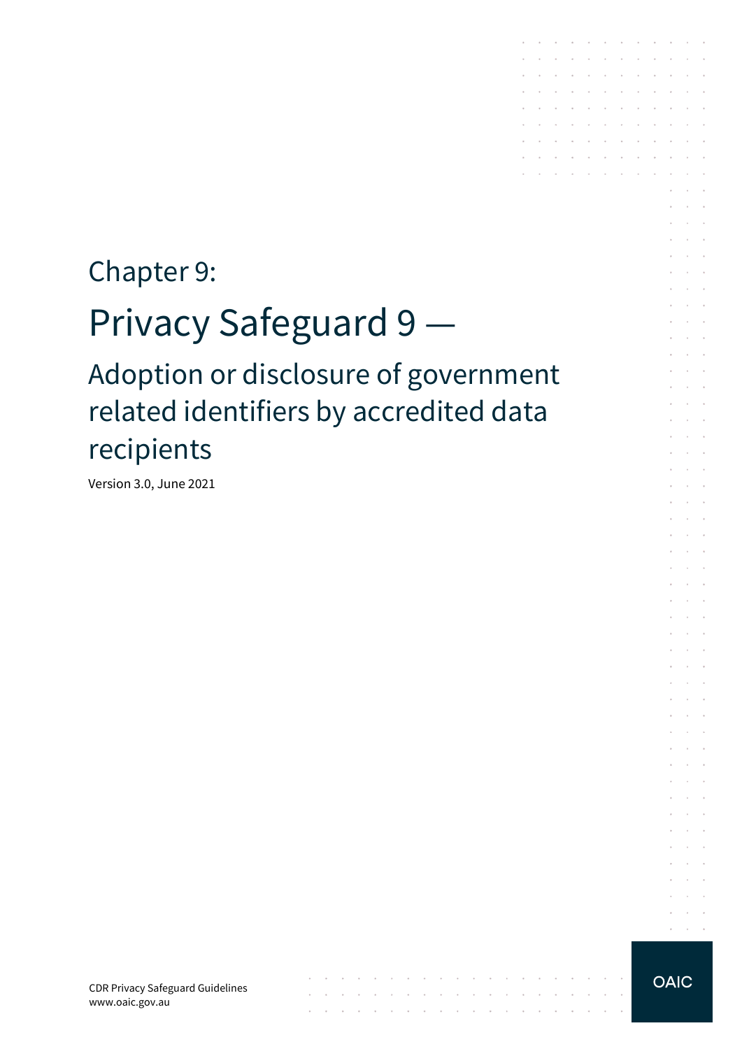Chapter 9:

# Privacy Safeguard 9 —

## Adoption or disclosure of government related identifiers by accredited data recipients

Version 3.0, June 2021

CDR Privacy Safeguard Guidelines
www.oaic.gov.au

OAIC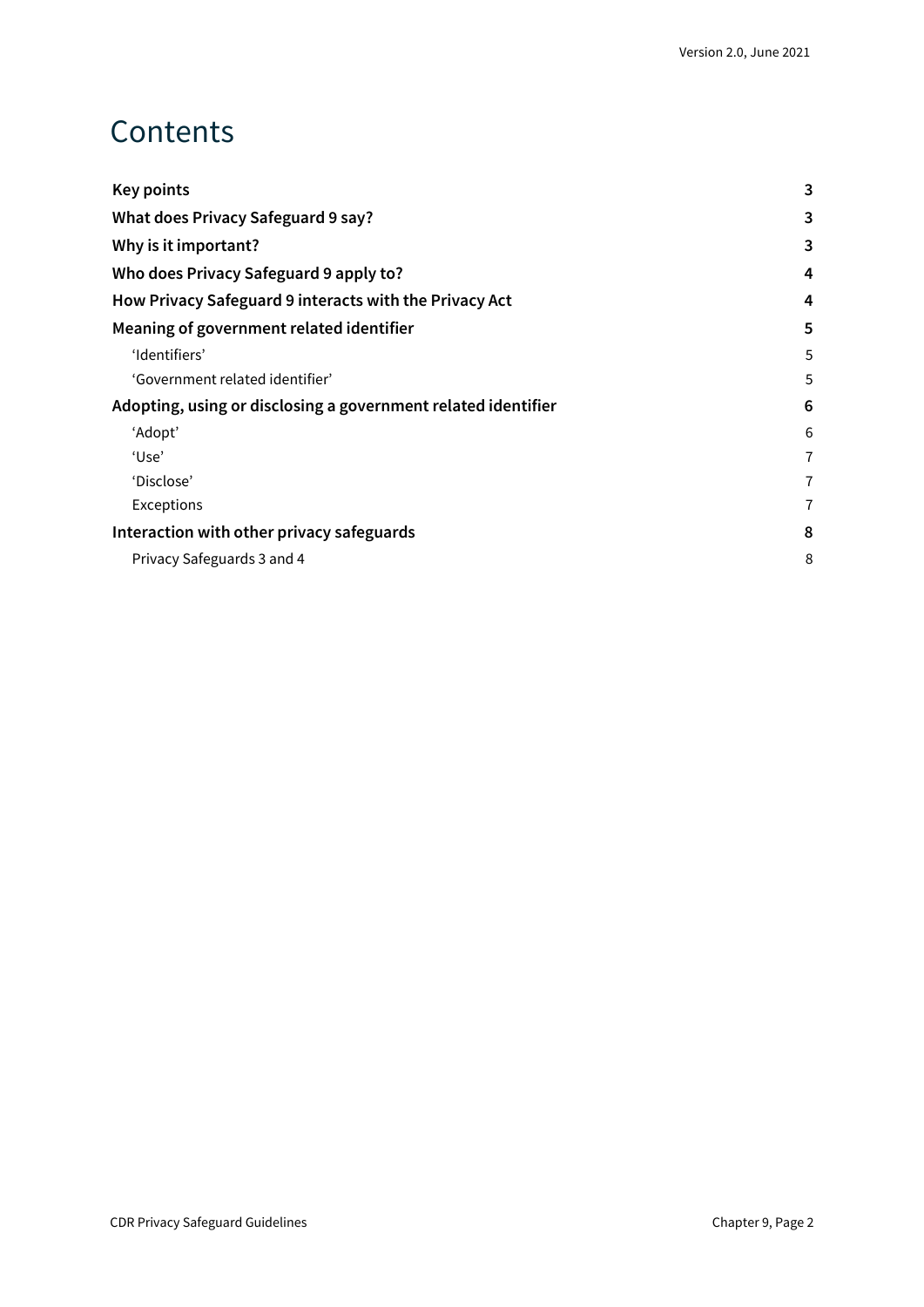# Contents

| | |
|---|---|
| **Key points** | **3** |
| **What does Privacy Safeguard 9 say?** | **3** |
| **Why is it important?** | **3** |
| **Who does Privacy Safeguard 9 apply to?** | **4** |
| **How Privacy Safeguard 9 interacts with the Privacy Act** | **4** |
| **Meaning of government related identifier** | **5** |
| 'Identifiers' | 5 |
| 'Government related identifier' | 5 |
| **Adopting, using or disclosing a government related identifier** | **6** |
| 'Adopt' | 6 |
| 'Use' | 7 |
| 'Disclose' | 7 |
| Exceptions | 7 |
| **Interaction with other privacy safeguards** | **8** |
| Privacy Safeguards 3 and 4 | 8 |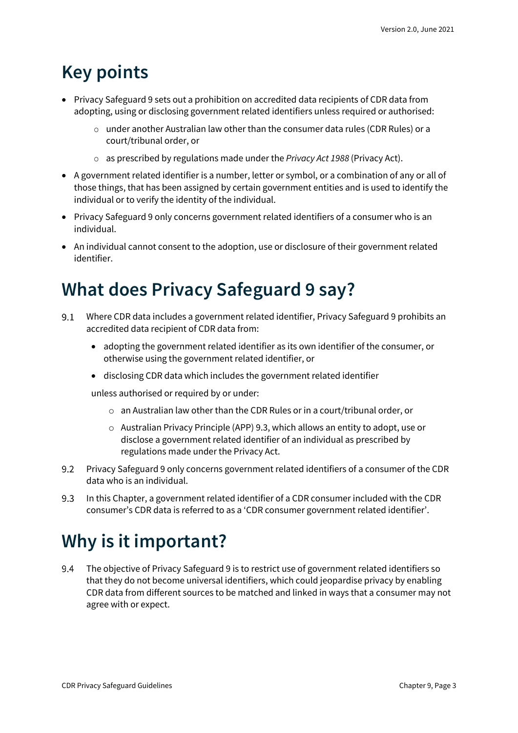# Key points

- Privacy Safeguard 9 sets out a prohibition on accredited data recipients of CDR data from adopting, using or disclosing government related identifiers unless required or authorised:
    - under another Australian law other than the consumer data rules (CDR Rules) or a court/tribunal order, or
    - as prescribed by regulations made under the *Privacy Act 1988* (Privacy Act).
- A government related identifier is a number, letter or symbol, or a combination of any or all of those things, that has been assigned by certain government entities and is used to identify the individual or to verify the identity of the individual.
- Privacy Safeguard 9 only concerns government related identifiers of a consumer who is an individual.
- An individual cannot consent to the adoption, use or disclosure of their government related identifier.

# What does Privacy Safeguard 9 say?

9.1 Where CDR data includes a government related identifier, Privacy Safeguard 9 prohibits an accredited data recipient of CDR data from:

- adopting the government related identifier as its own identifier of the consumer, or otherwise using the government related identifier, or
- disclosing CDR data which includes the government related identifier

unless authorised or required by or under:

- an Australian law other than the CDR Rules or in a court/tribunal order, or
- Australian Privacy Principle (APP) 9.3, which allows an entity to adopt, use or disclose a government related identifier of an individual as prescribed by regulations made under the Privacy Act.

9.2 Privacy Safeguard 9 only concerns government related identifiers of a consumer of the CDR data who is an individual.

9.3 In this Chapter, a government related identifier of a CDR consumer included with the CDR consumer's CDR data is referred to as a 'CDR consumer government related identifier'.

# Why is it important?

9.4 The objective of Privacy Safeguard 9 is to restrict use of government related identifiers so that they do not become universal identifiers, which could jeopardise privacy by enabling CDR data from different sources to be matched and linked in ways that a consumer may not agree with or expect.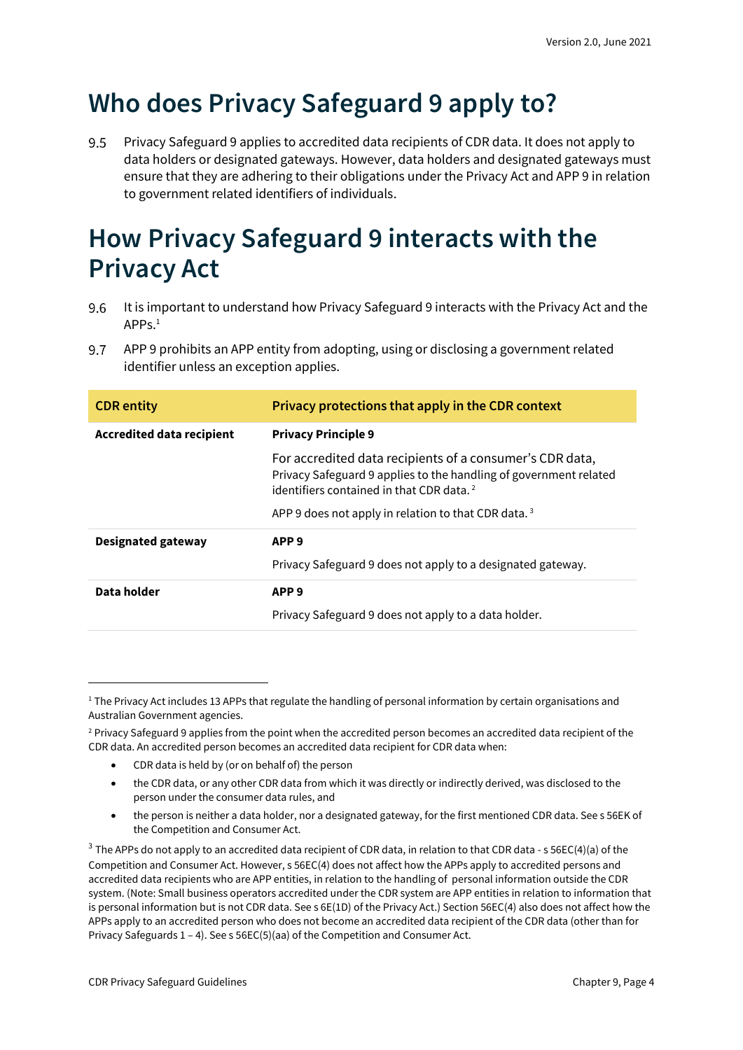# Who does Privacy Safeguard 9 apply to?

9.5 Privacy Safeguard 9 applies to accredited data recipients of CDR data. It does not apply to data holders or designated gateways. However, data holders and designated gateways must ensure that they are adhering to their obligations under the Privacy Act and APP 9 in relation to government related identifiers of individuals.

# How Privacy Safeguard 9 interacts with the Privacy Act

9.6 It is important to understand how Privacy Safeguard 9 interacts with the Privacy Act and the APPs.[1]

9.7 APP 9 prohibits an APP entity from adopting, using or disclosing a government related identifier unless an exception applies.

| CDR entity | Privacy protections that apply in the CDR context |
|---|---|
| **Accredited data recipient** | **Privacy Principle 9**<br><br>For accredited data recipients of a consumer's CDR data, Privacy Safeguard 9 applies to the handling of government related identifiers contained in that CDR data.[2]<br><br>APP 9 does not apply in relation to that CDR data.[3] |
| **Designated gateway** | **APP 9**<br><br>Privacy Safeguard 9 does not apply to a designated gateway. |
| **Data holder** | **APP 9**<br><br>Privacy Safeguard 9 does not apply to a data holder. |

---

[1] The Privacy Act includes 13 APPs that regulate the handling of personal information by certain organisations and Australian Government agencies.

[2] Privacy Safeguard 9 applies from the point when the accredited person becomes an accredited data recipient of the CDR data. An accredited person becomes an accredited data recipient for CDR data when:

- CDR data is held by (or on behalf of) the person
- the CDR data, or any other CDR data from which it was directly or indirectly derived, was disclosed to the person under the consumer data rules, and
- the person is neither a data holder, nor a designated gateway, for the first mentioned CDR data. See s 56EK of the Competition and Consumer Act.

[3] The APPs do not apply to an accredited data recipient of CDR data, in relation to that CDR data - s 56EC(4)(a) of the Competition and Consumer Act. However, s 56EC(4) does not affect how the APPs apply to accredited persons and accredited data recipients who are APP entities, in relation to the handling of personal information outside the CDR system. (Note: Small business operators accredited under the CDR system are APP entities in relation to information that is personal information but is not CDR data. See s 6E(1D) of the Privacy Act.) Section 56EC(4) also does not affect how the APPs apply to an accredited person who does not become an accredited data recipient of the CDR data (other than for Privacy Safeguards 1 – 4). See s 56EC(5)(aa) of the Competition and Consumer Act.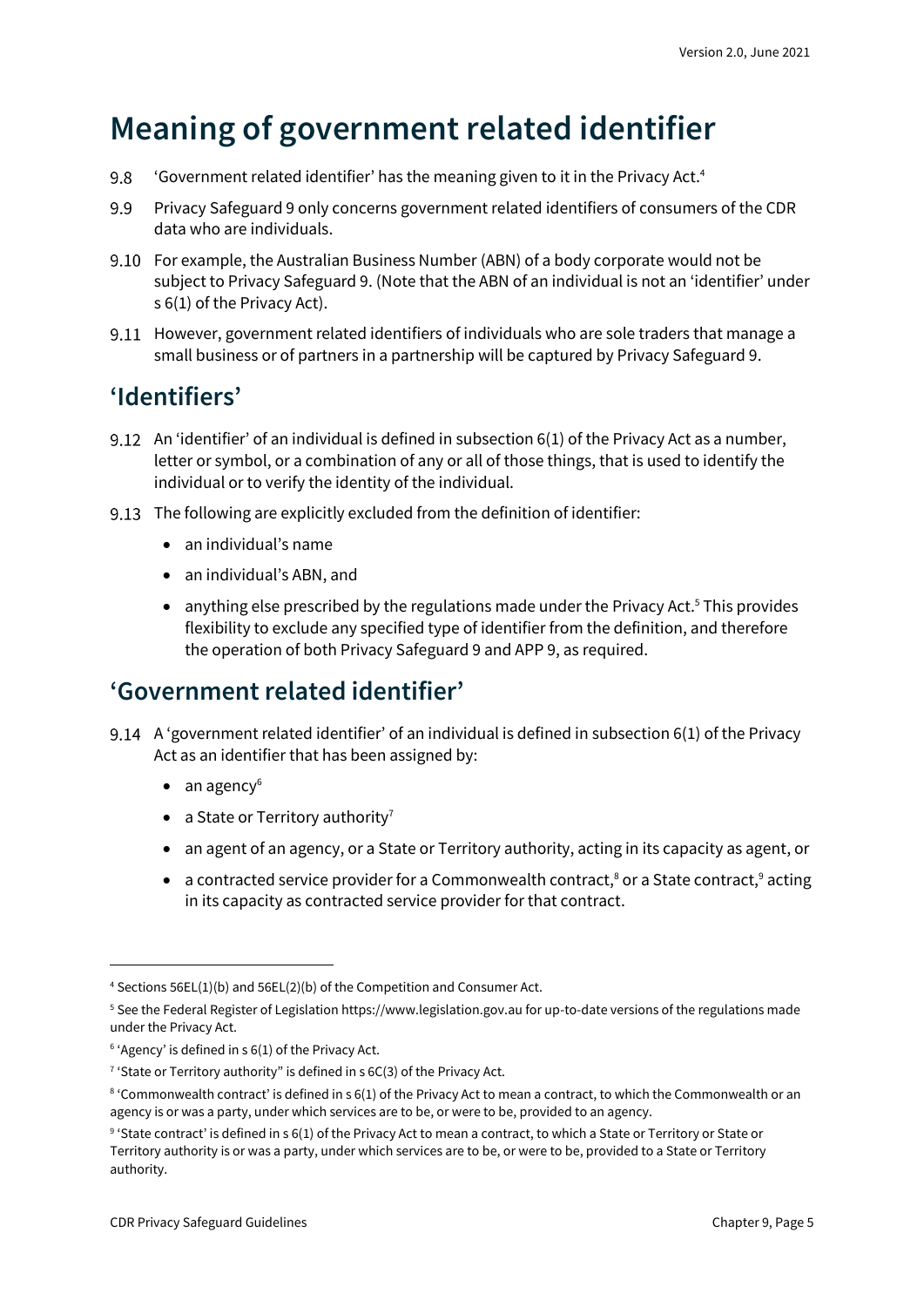# Meaning of government related identifier

9.8 'Government related identifier' has the meaning given to it in the Privacy Act.[4]

9.9 Privacy Safeguard 9 only concerns government related identifiers of consumers of the CDR data who are individuals.

9.10 For example, the Australian Business Number (ABN) of a body corporate would not be subject to Privacy Safeguard 9. (Note that the ABN of an individual is not an 'identifier' under s 6(1) of the Privacy Act).

9.11 However, government related identifiers of individuals who are sole traders that manage a small business or of partners in a partnership will be captured by Privacy Safeguard 9.

## 'Identifiers'

9.12 An 'identifier' of an individual is defined in subsection 6(1) of the Privacy Act as a number, letter or symbol, or a combination of any or all of those things, that is used to identify the individual or to verify the identity of the individual.

9.13 The following are explicitly excluded from the definition of identifier:

- an individual's name
- an individual's ABN, and
- anything else prescribed by the regulations made under the Privacy Act.[5] This provides flexibility to exclude any specified type of identifier from the definition, and therefore the operation of both Privacy Safeguard 9 and APP 9, as required.

## 'Government related identifier'

9.14 A 'government related identifier' of an individual is defined in subsection 6(1) of the Privacy Act as an identifier that has been assigned by:

- an agency[6]
- a State or Territory authority[7]
- an agent of an agency, or a State or Territory authority, acting in its capacity as agent, or
- a contracted service provider for a Commonwealth contract,[8] or a State contract,[9] acting in its capacity as contracted service provider for that contract.

---

[4] Sections 56EL(1)(b) and 56EL(2)(b) of the Competition and Consumer Act.

[5] See the Federal Register of Legislation https://www.legislation.gov.au for up-to-date versions of the regulations made under the Privacy Act.

[6] 'Agency' is defined in s 6(1) of the Privacy Act.

[7] 'State or Territory authority" is defined in s 6C(3) of the Privacy Act.

[8] 'Commonwealth contract' is defined in s 6(1) of the Privacy Act to mean a contract, to which the Commonwealth or an agency is or was a party, under which services are to be, or were to be, provided to an agency.

[9] 'State contract' is defined in s 6(1) of the Privacy Act to mean a contract, to which a State or Territory or State or Territory authority is or was a party, under which services are to be, or were to be, provided to a State or Territory authority.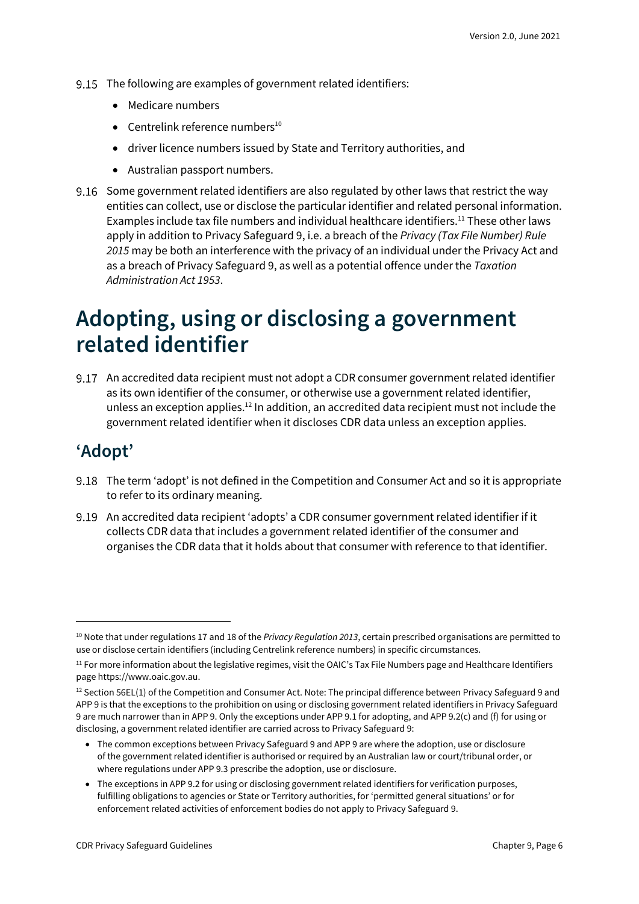9.15 The following are examples of government related identifiers:

- Medicare numbers
- Centrelink reference numbers[10]
- driver licence numbers issued by State and Territory authorities, and
- Australian passport numbers.

9.16 Some government related identifiers are also regulated by other laws that restrict the way entities can collect, use or disclose the particular identifier and related personal information. Examples include tax file numbers and individual healthcare identifiers.[11] These other laws apply in addition to Privacy Safeguard 9, i.e. a breach of the *Privacy (Tax File Number) Rule 2015* may be both an interference with the privacy of an individual under the Privacy Act and as a breach of Privacy Safeguard 9, as well as a potential offence under the *Taxation Administration Act 1953*.

# Adopting, using or disclosing a government related identifier

9.17 An accredited data recipient must not adopt a CDR consumer government related identifier as its own identifier of the consumer, or otherwise use a government related identifier, unless an exception applies.[12] In addition, an accredited data recipient must not include the government related identifier when it discloses CDR data unless an exception applies.

## 'Adopt'

9.18 The term 'adopt' is not defined in the Competition and Consumer Act and so it is appropriate to refer to its ordinary meaning.

9.19 An accredited data recipient 'adopts' a CDR consumer government related identifier if it collects CDR data that includes a government related identifier of the consumer and organises the CDR data that it holds about that consumer with reference to that identifier.

---

[10] Note that under regulations 17 and 18 of the *Privacy Regulation 2013*, certain prescribed organisations are permitted to use or disclose certain identifiers (including Centrelink reference numbers) in specific circumstances.

[11] For more information about the legislative regimes, visit the OAIC's Tax File Numbers page and Healthcare Identifiers page https://www.oaic.gov.au.

[12] Section 56EL(1) of the Competition and Consumer Act. Note: The principal difference between Privacy Safeguard 9 and APP 9 is that the exceptions to the prohibition on using or disclosing government related identifiers in Privacy Safeguard 9 are much narrower than in APP 9. Only the exceptions under APP 9.1 for adopting, and APP 9.2(c) and (f) for using or disclosing, a government related identifier are carried across to Privacy Safeguard 9:

- The common exceptions between Privacy Safeguard 9 and APP 9 are where the adoption, use or disclosure of the government related identifier is authorised or required by an Australian law or court/tribunal order, or where regulations under APP 9.3 prescribe the adoption, use or disclosure.
- The exceptions in APP 9.2 for using or disclosing government related identifiers for verification purposes, fulfilling obligations to agencies or State or Territory authorities, for 'permitted general situations' or for enforcement related activities of enforcement bodies do not apply to Privacy Safeguard 9.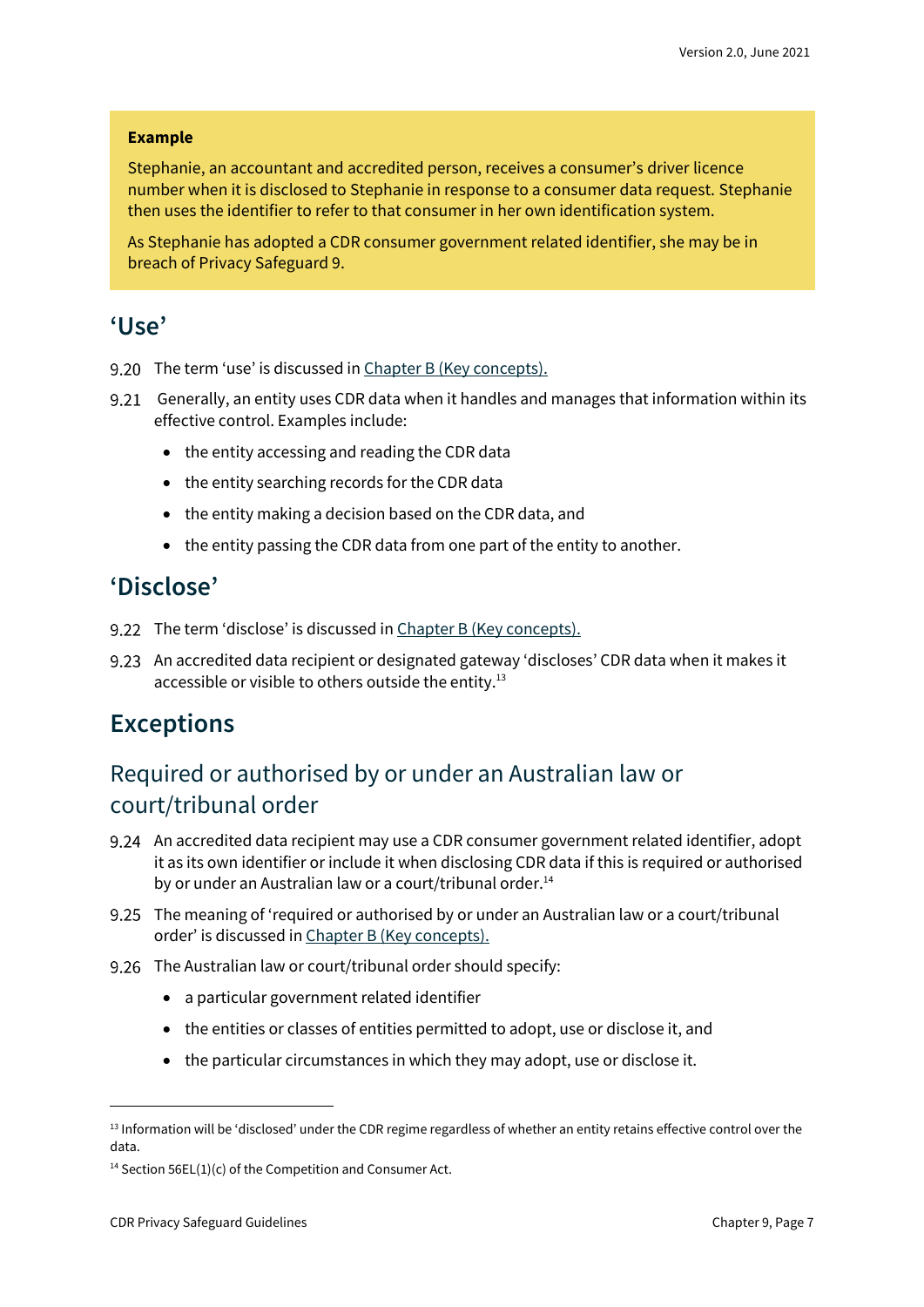**Example**

Stephanie, an accountant and accredited person, receives a consumer's driver licence number when it is disclosed to Stephanie in response to a consumer data request. Stephanie then uses the identifier to refer to that consumer in her own identification system.

As Stephanie has adopted a CDR consumer government related identifier, she may be in breach of Privacy Safeguard 9.

## 'Use'

9.20 The term 'use' is discussed in Chapter B (Key concepts).

9.21 Generally, an entity uses CDR data when it handles and manages that information within its effective control. Examples include:

- the entity accessing and reading the CDR data
- the entity searching records for the CDR data
- the entity making a decision based on the CDR data, and
- the entity passing the CDR data from one part of the entity to another.

## 'Disclose'

9.22 The term 'disclose' is discussed in Chapter B (Key concepts).

9.23 An accredited data recipient or designated gateway 'discloses' CDR data when it makes it accessible or visible to others outside the entity.[13]

## Exceptions

### Required or authorised by or under an Australian law or court/tribunal order

9.24 An accredited data recipient may use a CDR consumer government related identifier, adopt it as its own identifier or include it when disclosing CDR data if this is required or authorised by or under an Australian law or a court/tribunal order.[14]

9.25 The meaning of 'required or authorised by or under an Australian law or a court/tribunal order' is discussed in Chapter B (Key concepts).

9.26 The Australian law or court/tribunal order should specify:

- a particular government related identifier
- the entities or classes of entities permitted to adopt, use or disclose it, and
- the particular circumstances in which they may adopt, use or disclose it.

[13] Information will be 'disclosed' under the CDR regime regardless of whether an entity retains effective control over the data.

[14] Section 56EL(1)(c) of the Competition and Consumer Act.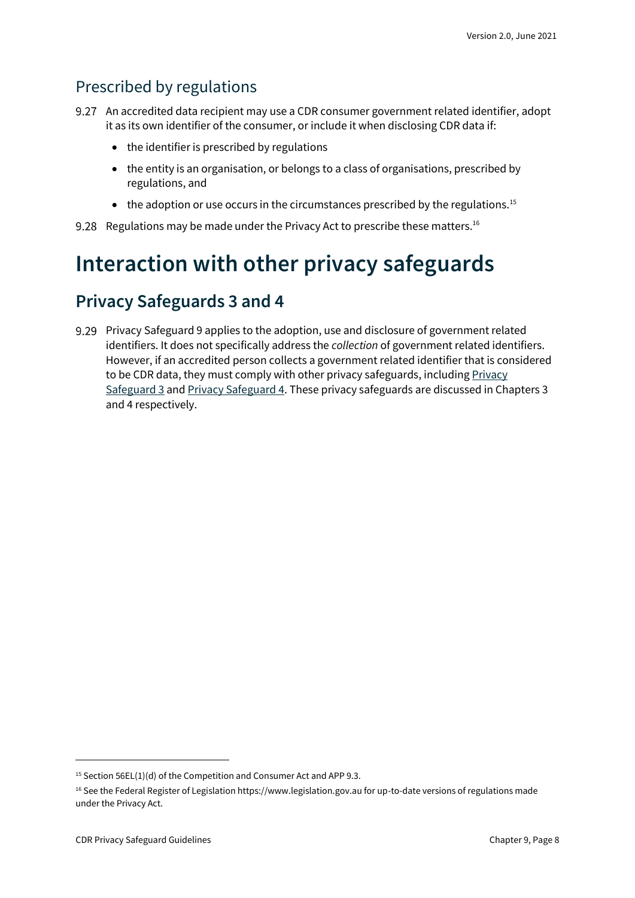## Prescribed by regulations

9.27 An accredited data recipient may use a CDR consumer government related identifier, adopt it as its own identifier of the consumer, or include it when disclosing CDR data if:

- the identifier is prescribed by regulations
- the entity is an organisation, or belongs to a class of organisations, prescribed by regulations, and
- the adoption or use occurs in the circumstances prescribed by the regulations.[15]

9.28 Regulations may be made under the Privacy Act to prescribe these matters.[16]

# Interaction with other privacy safeguards

## Privacy Safeguards 3 and 4

9.29 Privacy Safeguard 9 applies to the adoption, use and disclosure of government related identifiers. It does not specifically address the *collection* of government related identifiers. However, if an accredited person collects a government related identifier that is considered to be CDR data, they must comply with other privacy safeguards, including Privacy Safeguard 3 and Privacy Safeguard 4. These privacy safeguards are discussed in Chapters 3 and 4 respectively.

[15] Section 56EL(1)(d) of the Competition and Consumer Act and APP 9.3.

[16] See the Federal Register of Legislation https://www.legislation.gov.au for up-to-date versions of regulations made under the Privacy Act.